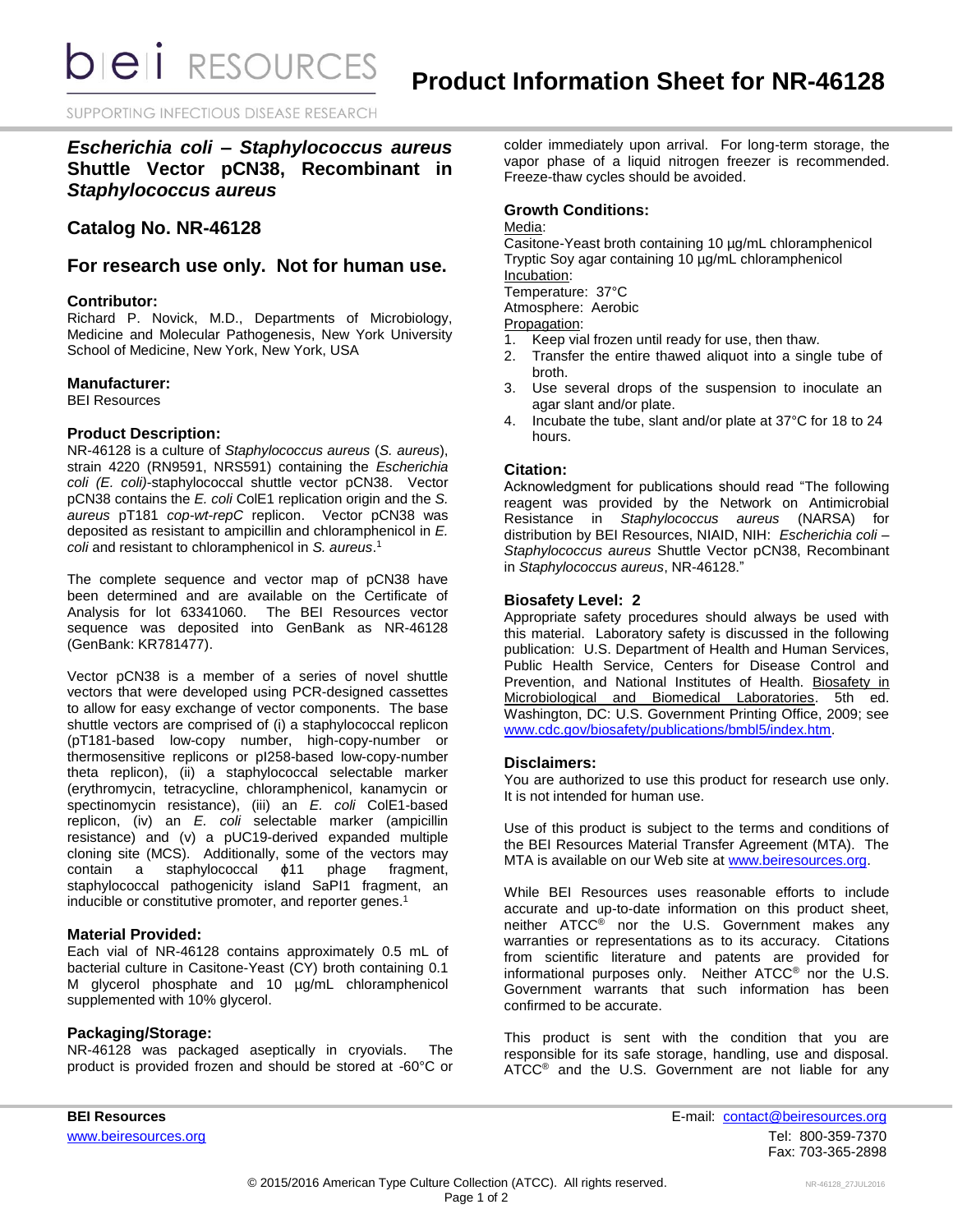# Product Information Sheet for NR-46128

## *Escherichia coli – Staphylococcus aureus* Shuttle Vector pCN38, Recombinant in *Staphylococcus aureus*

## Catalog No. NR-46128

## For research use only. Not for human use.

### Contributor:

Richard P. Novick, M.D., Departments of Microbiology, Medicine and Molecular Pathogenesis, New York University School of Medicine, New York, New York, USA

### Manufacturer:

BEI Resources

### Product Description:

NR-46128 is a culture of *Staphylococcus aureus* (*S. aureus*), strain 4220 (RN9591, NRS591) containing the *Escherichia coli (E. coli)*-staphylococcal shuttle vector pCN38. Vector pCN38 contains the *E. coli* ColE1 replication origin and the *S. aureus* pT181 *cop-wt-repC* replicon. Vector pCN38 was deposited as resistant to ampicillin and chloramphenicol in *E. coli* and resistant to chloramphenicol in *S. aureus*.[1]

The complete sequence and vector map of pCN38 have been determined and are available on the Certificate of Analysis for lot 63341060. The BEI Resources vector sequence was deposited into GenBank as NR-46128 (GenBank: KR781477).

Vector pCN38 is a member of a series of novel shuttle vectors that were developed using PCR-designed cassettes to allow for easy exchange of vector components. The base shuttle vectors are comprised of (i) a staphylococcal replicon (pT181-based low-copy number, high-copy-number or thermosensitive replicons or pI258-based low-copy-number theta replicon), (ii) a staphylococcal selectable marker (erythromycin, tetracycline, chloramphenicol, kanamycin or spectinomycin resistance), (iii) an *E. coli* ColE1-based replicon, (iv) an *E. coli* selectable marker (ampicillin resistance) and (v) a pUC19-derived expanded multiple cloning site (MCS). Additionally, some of the vectors may contain a staphylococcal ϕ11 phage fragment, staphylococcal pathogenicity island SaPI1 fragment, an inducible or constitutive promoter, and reporter genes.[1]

### Material Provided:

Each vial of NR-46128 contains approximately 0.5 mL of bacterial culture in Casitone-Yeast (CY) broth containing 0.1 M glycerol phosphate and 10 µg/mL chloramphenicol supplemented with 10% glycerol.

### Packaging/Storage:

NR-46128 was packaged aseptically in cryovials. The product is provided frozen and should be stored at -60°C or colder immediately upon arrival. For long-term storage, the vapor phase of a liquid nitrogen freezer is recommended. Freeze-thaw cycles should be avoided.

### Growth Conditions:

Media:
Casitone-Yeast broth containing 10 µg/mL chloramphenicol
Tryptic Soy agar containing 10 µg/mL chloramphenicol

Incubation:
Temperature: 37°C
Atmosphere: Aerobic

Propagation:

1. Keep vial frozen until ready for use, then thaw.
2. Transfer the entire thawed aliquot into a single tube of broth.
3. Use several drops of the suspension to inoculate an agar slant and/or plate.
4. Incubate the tube, slant and/or plate at 37°C for 18 to 24 hours.

### Citation:

Acknowledgment for publications should read "The following reagent was provided by the Network on Antimicrobial Resistance in *Staphylococcus aureus* (NARSA) for distribution by BEI Resources, NIAID, NIH: *Escherichia coli – Staphylococcus aureus* Shuttle Vector pCN38, Recombinant in *Staphylococcus aureus*, NR-46128."

### Biosafety Level: 2

Appropriate safety procedures should always be used with this material. Laboratory safety is discussed in the following publication: U.S. Department of Health and Human Services, Public Health Service, Centers for Disease Control and Prevention, and National Institutes of Health. Biosafety in Microbiological and Biomedical Laboratories. 5th ed. Washington, DC: U.S. Government Printing Office, 2009; see www.cdc.gov/biosafety/publications/bmbl5/index.htm.

### Disclaimers:

You are authorized to use this product for research use only. It is not intended for human use.

Use of this product is subject to the terms and conditions of the BEI Resources Material Transfer Agreement (MTA). The MTA is available on our Web site at www.beiresources.org.

While BEI Resources uses reasonable efforts to include accurate and up-to-date information on this product sheet, neither ATCC® nor the U.S. Government makes any warranties or representations as to its accuracy. Citations from scientific literature and patents are provided for informational purposes only. Neither ATCC® nor the U.S. Government warrants that such information has been confirmed to be accurate.

This product is sent with the condition that you are responsible for its safe storage, handling, use and disposal. ATCC® and the U.S. Government are not liable for any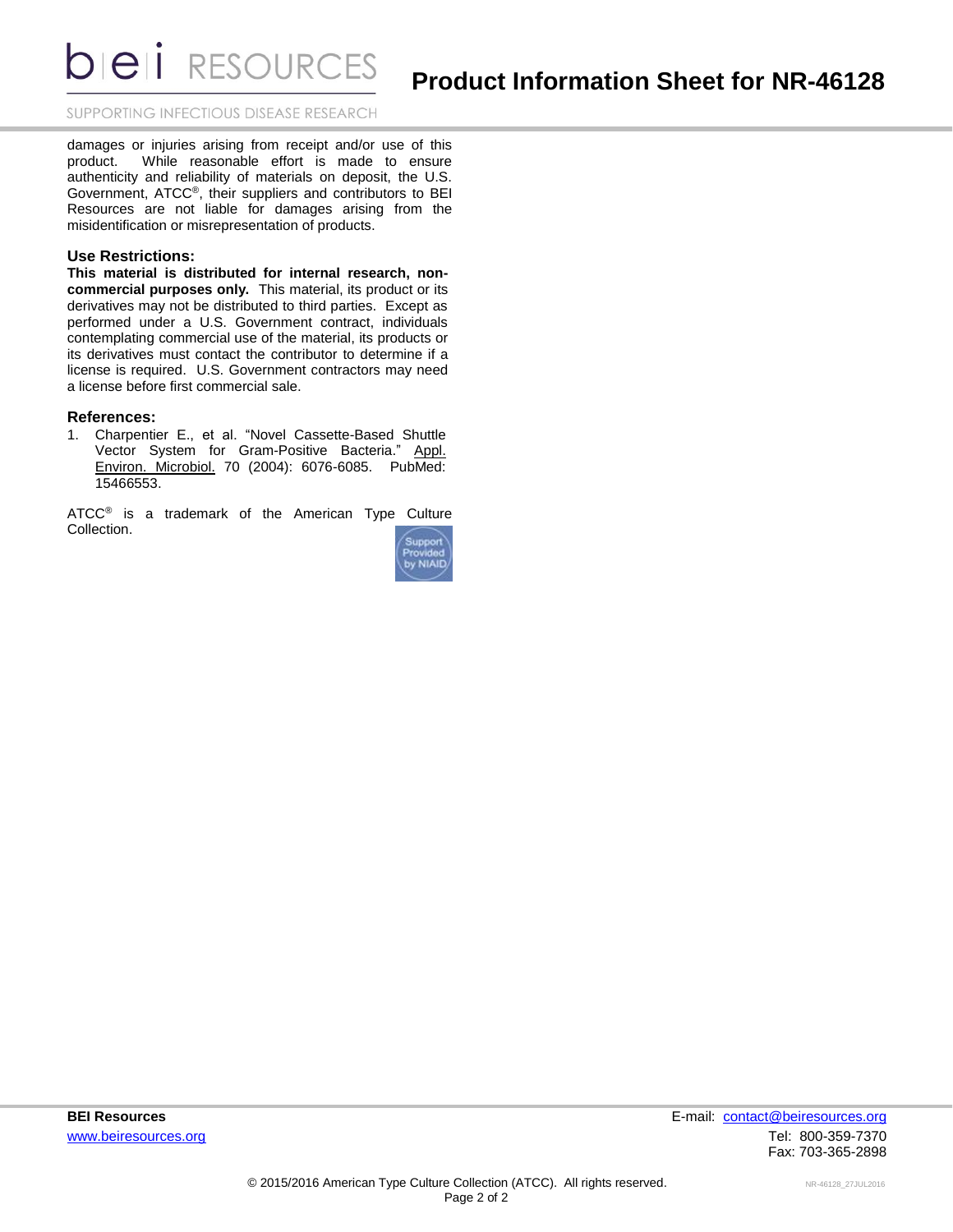damages or injuries arising from receipt and/or use of this product. While reasonable effort is made to ensure authenticity and reliability of materials on deposit, the U.S. Government, ATCC®, their suppliers and contributors to BEI Resources are not liable for damages arising from the misidentification or misrepresentation of products.

### Use Restrictions:

**This material is distributed for internal research, non-commercial purposes only.** This material, its product or its derivatives may not be distributed to third parties. Except as performed under a U.S. Government contract, individuals contemplating commercial use of the material, its products or its derivatives must contact the contributor to determine if a license is required. U.S. Government contractors may need a license before first commercial sale.

### References:

1. Charpentier E., et al. "Novel Cassette-Based Shuttle Vector System for Gram-Positive Bacteria." Appl. Environ. Microbiol. 70 (2004): 6076-6085. PubMed: 15466553.

ATCC® is a trademark of the American Type Culture Collection.

Support Provided by NIAID

**BEI Resources**
www.beiresources.org

E-mail: contact@beiresources.org
Tel: 800-359-7370
Fax: 703-365-2898

© 2015/2016 American Type Culture Collection (ATCC). All rights reserved.

NR-46128_27JUL2016